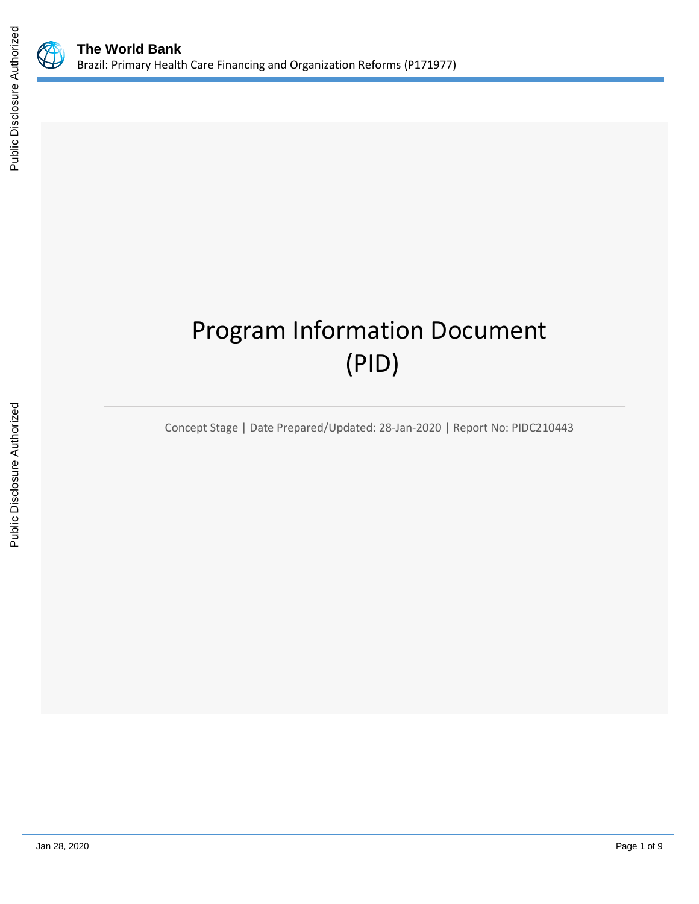# Program Information Document (PID)

Concept Stage | Date Prepared/Updated: 28-Jan-2020 | Report No: PIDC210443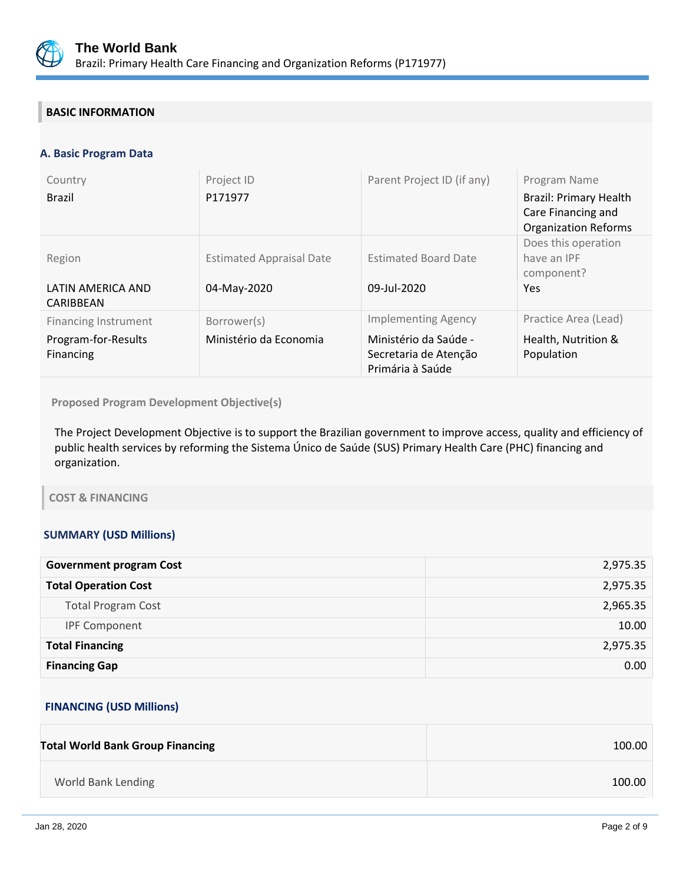## BASIC INFORMATION

### A. Basic Program Data

| Country | Project ID | Parent Project ID (if any) | Program Name |
|---|---|---|---|
| Brazil | P171977 | | Brazil: Primary Health Care Financing and Organization Reforms |
| **Region** | **Estimated Appraisal Date** | **Estimated Board Date** | **Does this operation have an IPF component?** |
| LATIN AMERICA AND CARIBBEAN | 04-May-2020 | 09-Jul-2020 | Yes |
| **Financing Instrument** | **Borrower(s)** | **Implementing Agency** | **Practice Area (Lead)** |
| Program-for-Results Financing | Ministério da Economia | Ministério da Saúde - Secretaria de Atenção Primária à Saúde | Health, Nutrition & Population |

**Proposed Program Development Objective(s)**

The Project Development Objective is to support the Brazilian government to improve access, quality and efficiency of public health services by reforming the Sistema Único de Saúde (SUS) Primary Health Care (PHC) financing and organization.

## COST & FINANCING

### SUMMARY (USD Millions)

| | |
|---|---:|
| **Government program Cost** | 2,975.35 |
| **Total Operation Cost** | 2,975.35 |
| Total Program Cost | 2,965.35 |
| IPF Component | 10.00 |
| **Total Financing** | 2,975.35 |
| **Financing Gap** | 0.00 |

### FINANCING (USD Millions)

| | |
|---|---:|
| **Total World Bank Group Financing** | 100.00 |
| World Bank Lending | 100.00 |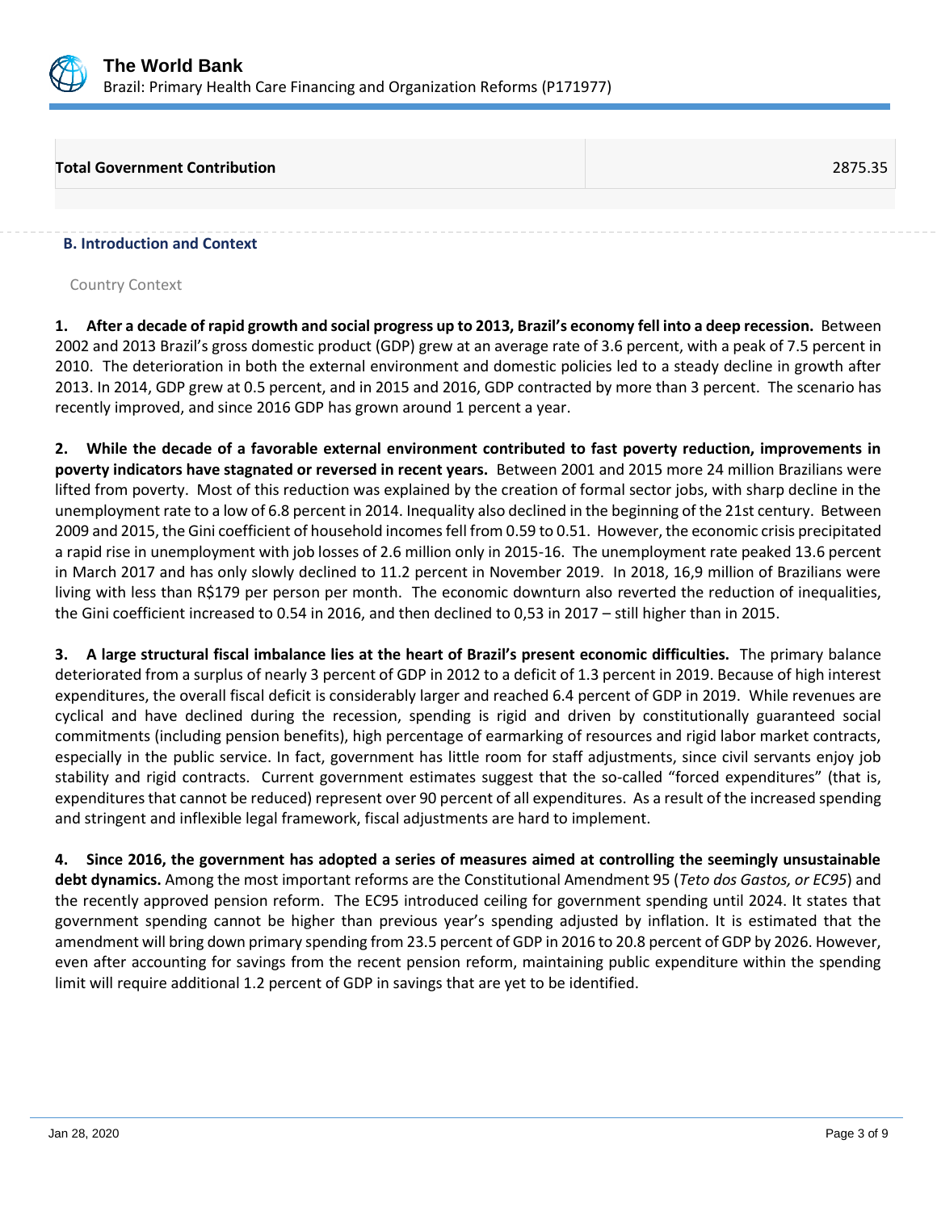| Total Government Contribution | 2875.35 |
| --- | --- |

## B. Introduction and Context

### Country Context

**1. After a decade of rapid growth and social progress up to 2013, Brazil's economy fell into a deep recession.** Between 2002 and 2013 Brazil's gross domestic product (GDP) grew at an average rate of 3.6 percent, with a peak of 7.5 percent in 2010. The deterioration in both the external environment and domestic policies led to a steady decline in growth after 2013. In 2014, GDP grew at 0.5 percent, and in 2015 and 2016, GDP contracted by more than 3 percent. The scenario has recently improved, and since 2016 GDP has grown around 1 percent a year.

**2. While the decade of a favorable external environment contributed to fast poverty reduction, improvements in poverty indicators have stagnated or reversed in recent years.** Between 2001 and 2015 more 24 million Brazilians were lifted from poverty. Most of this reduction was explained by the creation of formal sector jobs, with sharp decline in the unemployment rate to a low of 6.8 percent in 2014. Inequality also declined in the beginning of the 21st century. Between 2009 and 2015, the Gini coefficient of household incomes fell from 0.59 to 0.51. However, the economic crisis precipitated a rapid rise in unemployment with job losses of 2.6 million only in 2015-16. The unemployment rate peaked 13.6 percent in March 2017 and has only slowly declined to 11.2 percent in November 2019. In 2018, 16,9 million of Brazilians were living with less than R$179 per person per month. The economic downturn also reverted the reduction of inequalities, the Gini coefficient increased to 0.54 in 2016, and then declined to 0,53 in 2017 – still higher than in 2015.

**3. A large structural fiscal imbalance lies at the heart of Brazil's present economic difficulties.** The primary balance deteriorated from a surplus of nearly 3 percent of GDP in 2012 to a deficit of 1.3 percent in 2019. Because of high interest expenditures, the overall fiscal deficit is considerably larger and reached 6.4 percent of GDP in 2019. While revenues are cyclical and have declined during the recession, spending is rigid and driven by constitutionally guaranteed social commitments (including pension benefits), high percentage of earmarking of resources and rigid labor market contracts, especially in the public service. In fact, government has little room for staff adjustments, since civil servants enjoy job stability and rigid contracts. Current government estimates suggest that the so-called "forced expenditures" (that is, expenditures that cannot be reduced) represent over 90 percent of all expenditures. As a result of the increased spending and stringent and inflexible legal framework, fiscal adjustments are hard to implement.

**4. Since 2016, the government has adopted a series of measures aimed at controlling the seemingly unsustainable debt dynamics.** Among the most important reforms are the Constitutional Amendment 95 (*Teto dos Gastos, or EC95*) and the recently approved pension reform. The EC95 introduced ceiling for government spending until 2024. It states that government spending cannot be higher than previous year's spending adjusted by inflation. It is estimated that the amendment will bring down primary spending from 23.5 percent of GDP in 2016 to 20.8 percent of GDP by 2026. However, even after accounting for savings from the recent pension reform, maintaining public expenditure within the spending limit will require additional 1.2 percent of GDP in savings that are yet to be identified.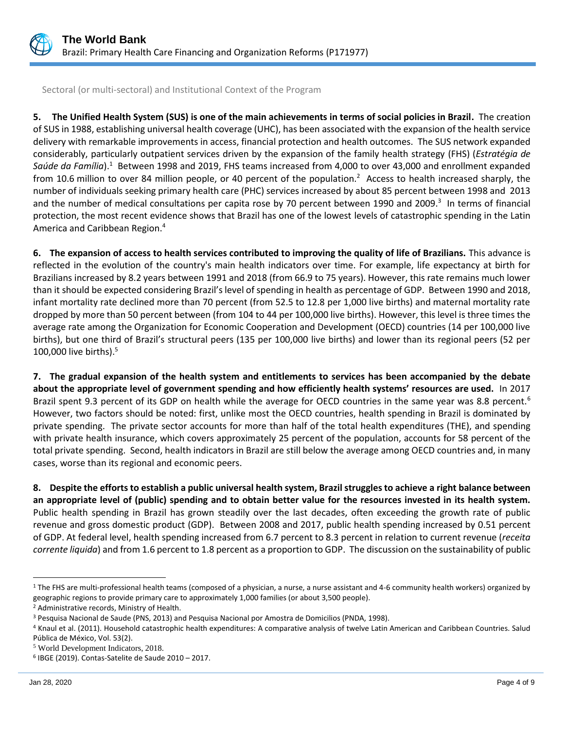Sectoral (or multi-sectoral) and Institutional Context of the Program

**5. The Unified Health System (SUS) is one of the main achievements in terms of social policies in Brazil.** The creation of SUS in 1988, establishing universal health coverage (UHC), has been associated with the expansion of the health service delivery with remarkable improvements in access, financial protection and health outcomes. The SUS network expanded considerably, particularly outpatient services driven by the expansion of the family health strategy (FHS) (*Estratégia de Saúde da Família*).[1] Between 1998 and 2019, FHS teams increased from 4,000 to over 43,000 and enrollment expanded from 10.6 million to over 84 million people, or 40 percent of the population.[2] Access to health increased sharply, the number of individuals seeking primary health care (PHC) services increased by about 85 percent between 1998 and 2013 and the number of medical consultations per capita rose by 70 percent between 1990 and 2009.[3] In terms of financial protection, the most recent evidence shows that Brazil has one of the lowest levels of catastrophic spending in the Latin America and Caribbean Region.[4]

**6. The expansion of access to health services contributed to improving the quality of life of Brazilians.** This advance is reflected in the evolution of the country's main health indicators over time. For example, life expectancy at birth for Brazilians increased by 8.2 years between 1991 and 2018 (from 66.9 to 75 years). However, this rate remains much lower than it should be expected considering Brazil's level of spending in health as percentage of GDP. Between 1990 and 2018, infant mortality rate declined more than 70 percent (from 52.5 to 12.8 per 1,000 live births) and maternal mortality rate dropped by more than 50 percent between (from 104 to 44 per 100,000 live births). However, this level is three times the average rate among the Organization for Economic Cooperation and Development (OECD) countries (14 per 100,000 live births), but one third of Brazil's structural peers (135 per 100,000 live births) and lower than its regional peers (52 per 100,000 live births).[5]

**7. The gradual expansion of the health system and entitlements to services has been accompanied by the debate about the appropriate level of government spending and how efficiently health systems' resources are used.** In 2017 Brazil spent 9.3 percent of its GDP on health while the average for OECD countries in the same year was 8.8 percent.[6] However, two factors should be noted: first, unlike most the OECD countries, health spending in Brazil is dominated by private spending. The private sector accounts for more than half of the total health expenditures (THE), and spending with private health insurance, which covers approximately 25 percent of the population, accounts for 58 percent of the total private spending. Second, health indicators in Brazil are still below the average among OECD countries and, in many cases, worse than its regional and economic peers.

**8. Despite the efforts to establish a public universal health system, Brazil struggles to achieve a right balance between an appropriate level of (public) spending and to obtain better value for the resources invested in its health system.** Public health spending in Brazil has grown steadily over the last decades, often exceeding the growth rate of public revenue and gross domestic product (GDP). Between 2008 and 2017, public health spending increased by 0.51 percent of GDP. At federal level, health spending increased from 6.7 percent to 8.3 percent in relation to current revenue (*receita corrente liquida*) and from 1.6 percent to 1.8 percent as a proportion to GDP. The discussion on the sustainability of public

---

[1] The FHS are multi-professional health teams (composed of a physician, a nurse, a nurse assistant and 4-6 community health workers) organized by geographic regions to provide primary care to approximately 1,000 families (or about 3,500 people).

[2] Administrative records, Ministry of Health.

[3] Pesquisa Nacional de Saude (PNS, 2013) and Pesquisa Nacional por Amostra de Domicilios (PNDA, 1998).

[4] Knaul et al. (2011). Household catastrophic health expenditures: A comparative analysis of twelve Latin American and Caribbean Countries. Salud Pública de México, Vol. 53(2).

[5] World Development Indicators, 2018.

[6] IBGE (2019). Contas-Satelite de Saude 2010 – 2017.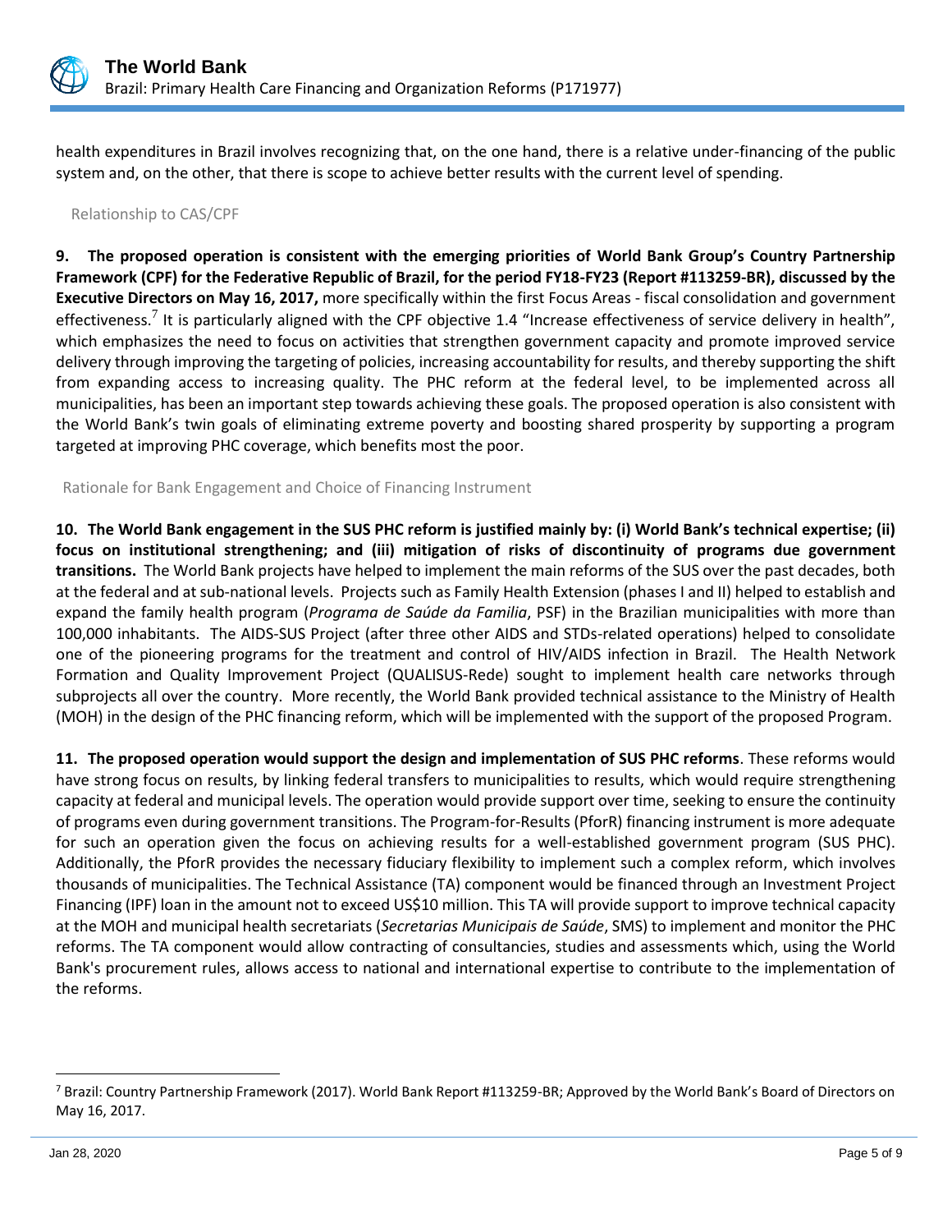health expenditures in Brazil involves recognizing that, on the one hand, there is a relative under-financing of the public system and, on the other, that there is scope to achieve better results with the current level of spending.

### Relationship to CAS/CPF

**9. The proposed operation is consistent with the emerging priorities of World Bank Group's Country Partnership Framework (CPF) for the Federative Republic of Brazil, for the period FY18-FY23 (Report #113259-BR), discussed by the Executive Directors on May 16, 2017,** more specifically within the first Focus Areas - fiscal consolidation and government effectiveness.[7] It is particularly aligned with the CPF objective 1.4 "Increase effectiveness of service delivery in health", which emphasizes the need to focus on activities that strengthen government capacity and promote improved service delivery through improving the targeting of policies, increasing accountability for results, and thereby supporting the shift from expanding access to increasing quality. The PHC reform at the federal level, to be implemented across all municipalities, has been an important step towards achieving these goals. The proposed operation is also consistent with the World Bank's twin goals of eliminating extreme poverty and boosting shared prosperity by supporting a program targeted at improving PHC coverage, which benefits most the poor.

### Rationale for Bank Engagement and Choice of Financing Instrument

**10. The World Bank engagement in the SUS PHC reform is justified mainly by: (i) World Bank's technical expertise; (ii) focus on institutional strengthening; and (iii) mitigation of risks of discontinuity of programs due government transitions.** The World Bank projects have helped to implement the main reforms of the SUS over the past decades, both at the federal and at sub-national levels. Projects such as Family Health Extension (phases I and II) helped to establish and expand the family health program (*Programa de Saúde da Familia*, PSF) in the Brazilian municipalities with more than 100,000 inhabitants. The AIDS-SUS Project (after three other AIDS and STDs-related operations) helped to consolidate one of the pioneering programs for the treatment and control of HIV/AIDS infection in Brazil. The Health Network Formation and Quality Improvement Project (QUALISUS-Rede) sought to implement health care networks through subprojects all over the country. More recently, the World Bank provided technical assistance to the Ministry of Health (MOH) in the design of the PHC financing reform, which will be implemented with the support of the proposed Program.

**11. The proposed operation would support the design and implementation of SUS PHC reforms**. These reforms would have strong focus on results, by linking federal transfers to municipalities to results, which would require strengthening capacity at federal and municipal levels. The operation would provide support over time, seeking to ensure the continuity of programs even during government transitions. The Program-for-Results (PforR) financing instrument is more adequate for such an operation given the focus on achieving results for a well-established government program (SUS PHC). Additionally, the PforR provides the necessary fiduciary flexibility to implement such a complex reform, which involves thousands of municipalities. The Technical Assistance (TA) component would be financed through an Investment Project Financing (IPF) loan in the amount not to exceed US$10 million. This TA will provide support to improve technical capacity at the MOH and municipal health secretariats (*Secretarias Municipais de Saúde*, SMS) to implement and monitor the PHC reforms. The TA component would allow contracting of consultancies, studies and assessments which, using the World Bank's procurement rules, allows access to national and international expertise to contribute to the implementation of the reforms.

---

[7] Brazil: Country Partnership Framework (2017). World Bank Report #113259-BR; Approved by the World Bank's Board of Directors on May 16, 2017.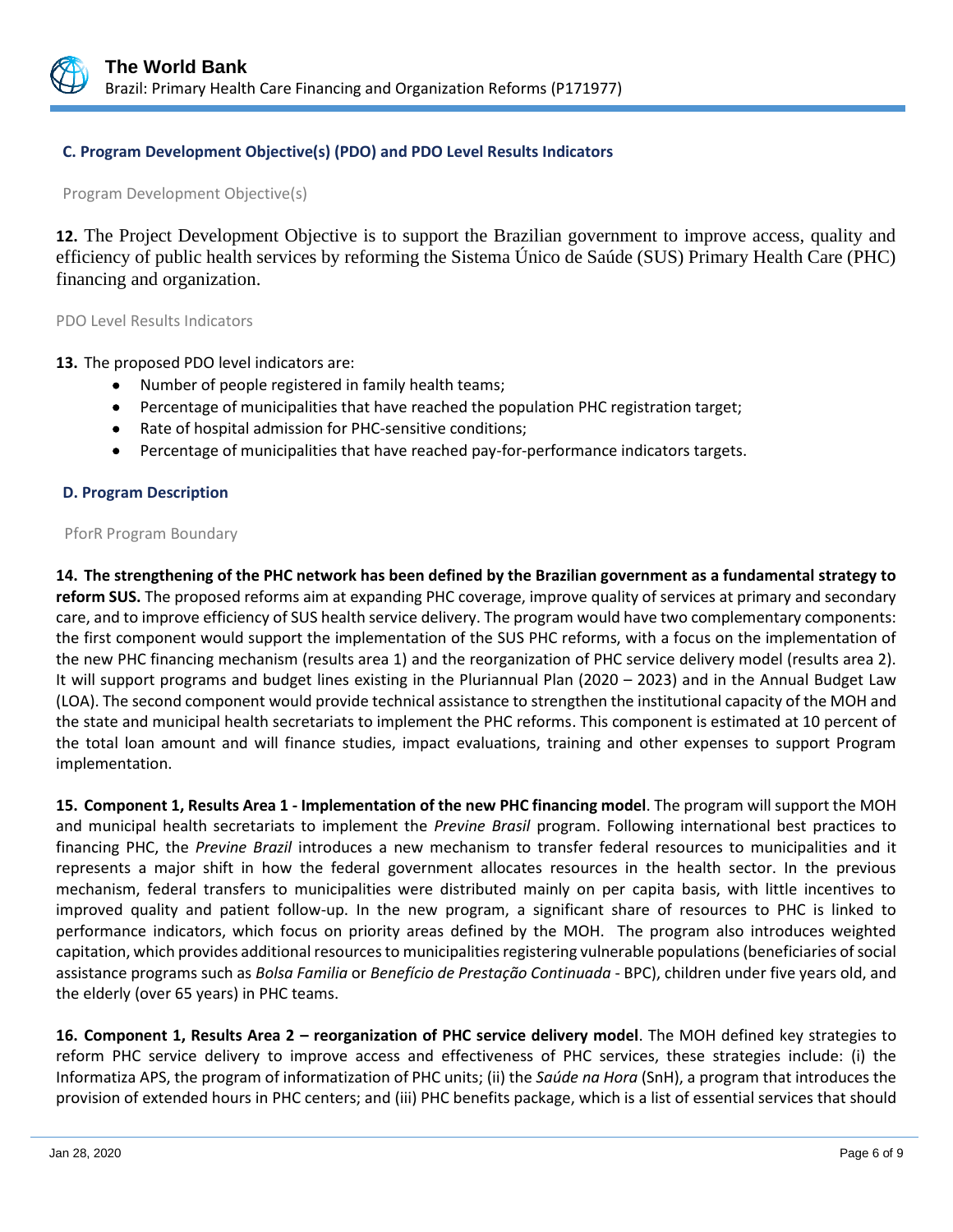### C. Program Development Objective(s) (PDO) and PDO Level Results Indicators

Program Development Objective(s)

**12.** The Project Development Objective is to support the Brazilian government to improve access, quality and efficiency of public health services by reforming the Sistema Único de Saúde (SUS) Primary Health Care (PHC) financing and organization.

PDO Level Results Indicators

**13.** The proposed PDO level indicators are:

- Number of people registered in family health teams;
- Percentage of municipalities that have reached the population PHC registration target;
- Rate of hospital admission for PHC-sensitive conditions;
- Percentage of municipalities that have reached pay-for-performance indicators targets.

### D. Program Description

PforR Program Boundary

**14. The strengthening of the PHC network has been defined by the Brazilian government as a fundamental strategy to reform SUS.** The proposed reforms aim at expanding PHC coverage, improve quality of services at primary and secondary care, and to improve efficiency of SUS health service delivery. The program would have two complementary components: the first component would support the implementation of the SUS PHC reforms, with a focus on the implementation of the new PHC financing mechanism (results area 1) and the reorganization of PHC service delivery model (results area 2). It will support programs and budget lines existing in the Pluriannual Plan (2020 – 2023) and in the Annual Budget Law (LOA). The second component would provide technical assistance to strengthen the institutional capacity of the MOH and the state and municipal health secretariats to implement the PHC reforms. This component is estimated at 10 percent of the total loan amount and will finance studies, impact evaluations, training and other expenses to support Program implementation.

**15. Component 1, Results Area 1 - Implementation of the new PHC financing model**. The program will support the MOH and municipal health secretariats to implement the *Previne Brasil* program. Following international best practices to financing PHC, the *Previne Brazil* introduces a new mechanism to transfer federal resources to municipalities and it represents a major shift in how the federal government allocates resources in the health sector. In the previous mechanism, federal transfers to municipalities were distributed mainly on per capita basis, with little incentives to improved quality and patient follow-up. In the new program, a significant share of resources to PHC is linked to performance indicators, which focus on priority areas defined by the MOH. The program also introduces weighted capitation, which provides additional resources to municipalities registering vulnerable populations (beneficiaries of social assistance programs such as *Bolsa Familia* or *Benefício de Prestação Continuada* - BPC), children under five years old, and the elderly (over 65 years) in PHC teams.

**16. Component 1, Results Area 2 – reorganization of PHC service delivery model**. The MOH defined key strategies to reform PHC service delivery to improve access and effectiveness of PHC services, these strategies include: (i) the Informatiza APS, the program of informatization of PHC units; (ii) the *Saúde na Hora* (SnH), a program that introduces the provision of extended hours in PHC centers; and (iii) PHC benefits package, which is a list of essential services that should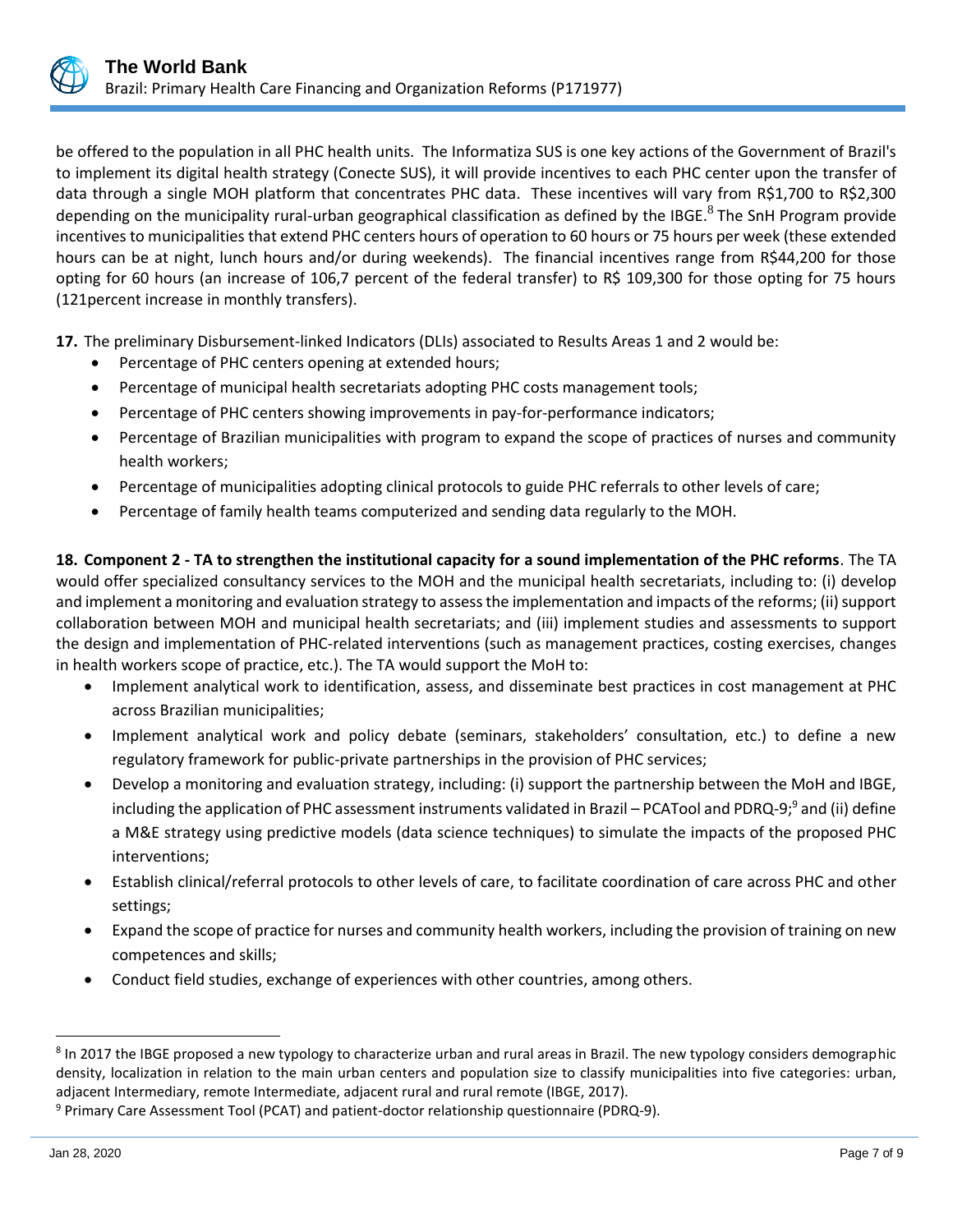be offered to the population in all PHC health units. The Informatiza SUS is one key actions of the Government of Brazil's to implement its digital health strategy (Conecte SUS), it will provide incentives to each PHC center upon the transfer of data through a single MOH platform that concentrates PHC data. These incentives will vary from R$1,700 to R$2,300 depending on the municipality rural-urban geographical classification as defined by the IBGE.[8] The SnH Program provide incentives to municipalities that extend PHC centers hours of operation to 60 hours or 75 hours per week (these extended hours can be at night, lunch hours and/or during weekends). The financial incentives range from R$44,200 for those opting for 60 hours (an increase of 106,7 percent of the federal transfer) to R$ 109,300 for those opting for 75 hours (121percent increase in monthly transfers).

**17.** The preliminary Disbursement-linked Indicators (DLIs) associated to Results Areas 1 and 2 would be:

- Percentage of PHC centers opening at extended hours;
- Percentage of municipal health secretariats adopting PHC costs management tools;
- Percentage of PHC centers showing improvements in pay-for-performance indicators;
- Percentage of Brazilian municipalities with program to expand the scope of practices of nurses and community health workers;
- Percentage of municipalities adopting clinical protocols to guide PHC referrals to other levels of care;
- Percentage of family health teams computerized and sending data regularly to the MOH.

**18. Component 2 - TA to strengthen the institutional capacity for a sound implementation of the PHC reforms**. The TA would offer specialized consultancy services to the MOH and the municipal health secretariats, including to: (i) develop and implement a monitoring and evaluation strategy to assess the implementation and impacts of the reforms; (ii) support collaboration between MOH and municipal health secretariats; and (iii) implement studies and assessments to support the design and implementation of PHC-related interventions (such as management practices, costing exercises, changes in health workers scope of practice, etc.). The TA would support the MoH to:

- Implement analytical work to identification, assess, and disseminate best practices in cost management at PHC across Brazilian municipalities;
- Implement analytical work and policy debate (seminars, stakeholders' consultation, etc.) to define a new regulatory framework for public-private partnerships in the provision of PHC services;
- Develop a monitoring and evaluation strategy, including: (i) support the partnership between the MoH and IBGE, including the application of PHC assessment instruments validated in Brazil – PCATool and PDRQ-9;[9] and (ii) define a M&E strategy using predictive models (data science techniques) to simulate the impacts of the proposed PHC interventions;
- Establish clinical/referral protocols to other levels of care, to facilitate coordination of care across PHC and other settings;
- Expand the scope of practice for nurses and community health workers, including the provision of training on new competences and skills;
- Conduct field studies, exchange of experiences with other countries, among others.

---

[8] In 2017 the IBGE proposed a new typology to characterize urban and rural areas in Brazil. The new typology considers demographic density, localization in relation to the main urban centers and population size to classify municipalities into five categories: urban, adjacent Intermediary, remote Intermediate, adjacent rural and rural remote (IBGE, 2017).

[9] Primary Care Assessment Tool (PCAT) and patient-doctor relationship questionnaire (PDRQ-9).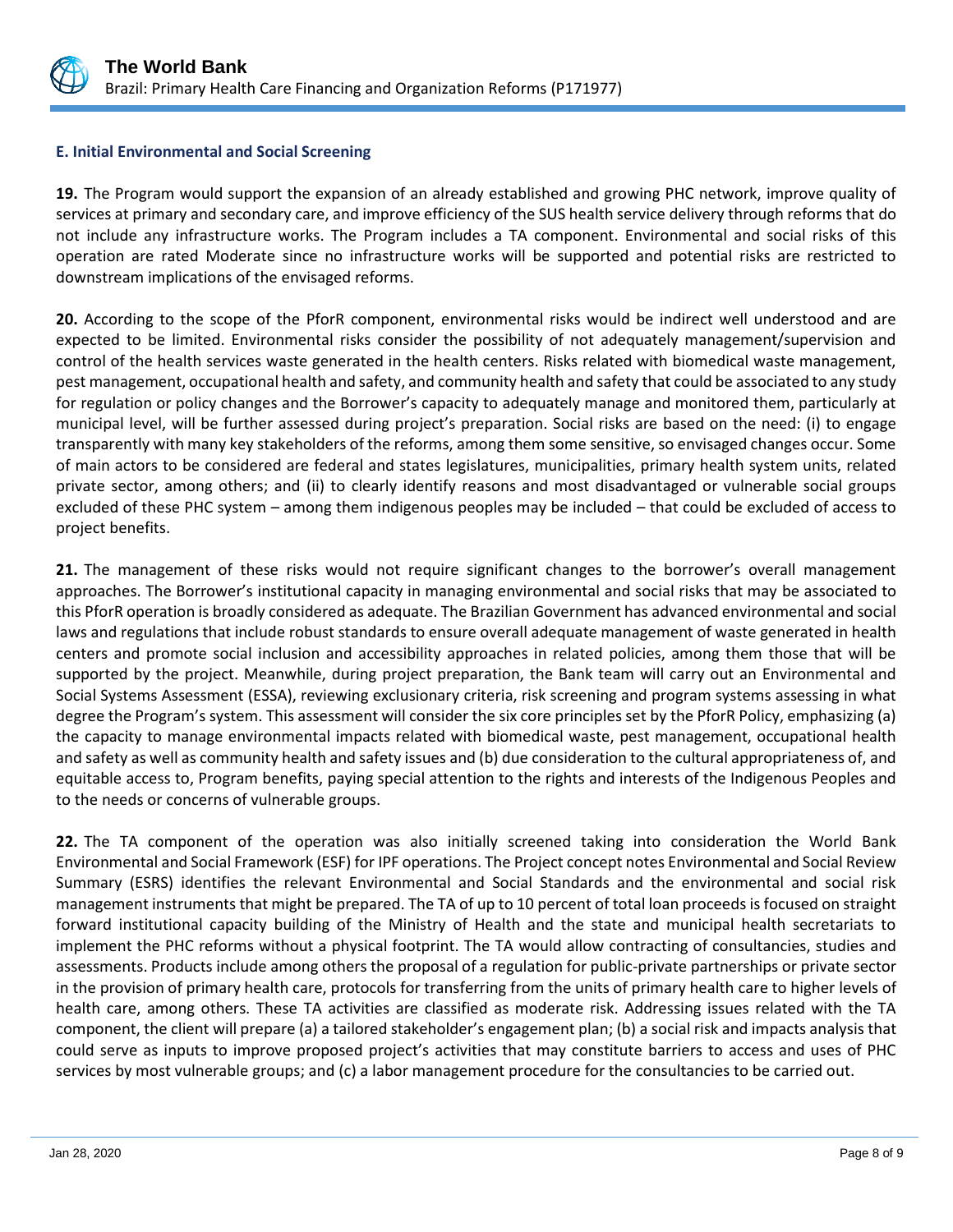### E. Initial Environmental and Social Screening

**19.** The Program would support the expansion of an already established and growing PHC network, improve quality of services at primary and secondary care, and improve efficiency of the SUS health service delivery through reforms that do not include any infrastructure works. The Program includes a TA component. Environmental and social risks of this operation are rated Moderate since no infrastructure works will be supported and potential risks are restricted to downstream implications of the envisaged reforms.

**20.** According to the scope of the PforR component, environmental risks would be indirect well understood and are expected to be limited. Environmental risks consider the possibility of not adequately management/supervision and control of the health services waste generated in the health centers. Risks related with biomedical waste management, pest management, occupational health and safety, and community health and safety that could be associated to any study for regulation or policy changes and the Borrower's capacity to adequately manage and monitored them, particularly at municipal level, will be further assessed during project's preparation. Social risks are based on the need: (i) to engage transparently with many key stakeholders of the reforms, among them some sensitive, so envisaged changes occur. Some of main actors to be considered are federal and states legislatures, municipalities, primary health system units, related private sector, among others; and (ii) to clearly identify reasons and most disadvantaged or vulnerable social groups excluded of these PHC system – among them indigenous peoples may be included – that could be excluded of access to project benefits.

**21.** The management of these risks would not require significant changes to the borrower's overall management approaches. The Borrower's institutional capacity in managing environmental and social risks that may be associated to this PforR operation is broadly considered as adequate. The Brazilian Government has advanced environmental and social laws and regulations that include robust standards to ensure overall adequate management of waste generated in health centers and promote social inclusion and accessibility approaches in related policies, among them those that will be supported by the project. Meanwhile, during project preparation, the Bank team will carry out an Environmental and Social Systems Assessment (ESSA), reviewing exclusionary criteria, risk screening and program systems assessing in what degree the Program's system. This assessment will consider the six core principles set by the PforR Policy, emphasizing (a) the capacity to manage environmental impacts related with biomedical waste, pest management, occupational health and safety as well as community health and safety issues and (b) due consideration to the cultural appropriateness of, and equitable access to, Program benefits, paying special attention to the rights and interests of the Indigenous Peoples and to the needs or concerns of vulnerable groups.

**22.** The TA component of the operation was also initially screened taking into consideration the World Bank Environmental and Social Framework (ESF) for IPF operations. The Project concept notes Environmental and Social Review Summary (ESRS) identifies the relevant Environmental and Social Standards and the environmental and social risk management instruments that might be prepared. The TA of up to 10 percent of total loan proceeds is focused on straight forward institutional capacity building of the Ministry of Health and the state and municipal health secretariats to implement the PHC reforms without a physical footprint. The TA would allow contracting of consultancies, studies and assessments. Products include among others the proposal of a regulation for public-private partnerships or private sector in the provision of primary health care, protocols for transferring from the units of primary health care to higher levels of health care, among others. These TA activities are classified as moderate risk. Addressing issues related with the TA component, the client will prepare (a) a tailored stakeholder's engagement plan; (b) a social risk and impacts analysis that could serve as inputs to improve proposed project's activities that may constitute barriers to access and uses of PHC services by most vulnerable groups; and (c) a labor management procedure for the consultancies to be carried out.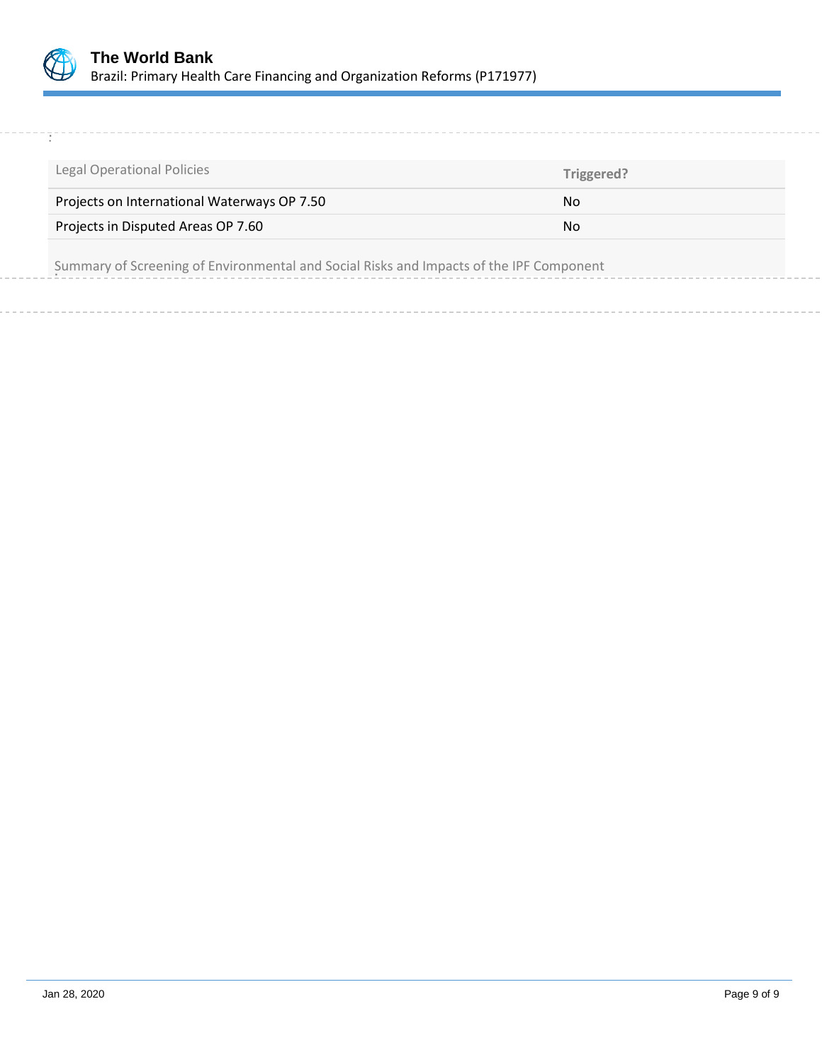| Legal Operational Policies | Triggered? |
| --- | --- |
| Projects on International Waterways OP 7.50 | No |
| Projects in Disputed Areas OP 7.60 | No |

Summary of Screening of Environmental and Social Risks and Impacts of the IPF Component